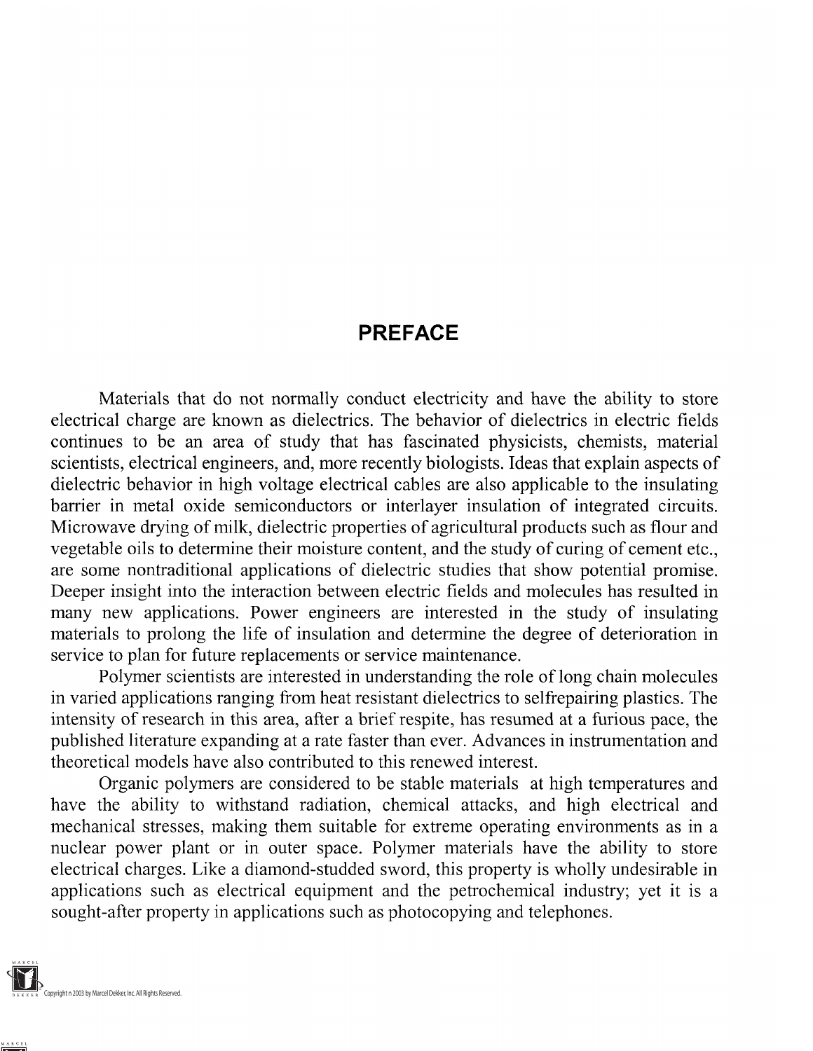# PREFACE

Materials that do not normally conduct electricity and have the ability to store electrical charge are known as dielectrics. The behavior of dielectrics in electric fields continues to be an area of study that has fascinated physicists, chemists, material scientists, electrical engineers, and, more recently biologists. Ideas that explain aspects of dielectric behavior in high voltage electrical cables are also applicable to the insulating barrier in metal oxide semiconductors or interlayer insulation of integrated circuits. Microwave drying of milk, dielectric properties of agricultural products such as flour and vegetable oils to determine their moisture content, and the study of curing of cement etc., are some nontraditional applications of dielectric studies that show potential promise. Deeper insight into the interaction between electric fields and molecules has resulted in many new applications. Power engineers are interested in the study of insulating materials to prolong the life of insulation and determine the degree of deterioration in service to plan for future replacements or service maintenance.

Polymer scientists are interested in understanding the role of long chain molecules in varied applications ranging from heat resistant dielectrics to selfrepairing plastics. The intensity of research in this area, after a brief respite, has resumed at a furious pace, the published literature expanding at a rate faster than ever. Advances in instrumentation and theoretical models have also contributed to this renewed interest.

Organic polymers are considered to be stable materials at high temperatures and have the ability to withstand radiation, chemical attacks, and high electrical and mechanical stresses, making them suitable for extreme operating environments as in a nuclear power plant or in outer space. Polymer materials have the ability to store electrical charges. Like a diamond-studded sword, this property is wholly undesirable in applications such as electrical equipment and the petrochemical industry; yet it is a sought-after property in applications such as photocopying and telephones.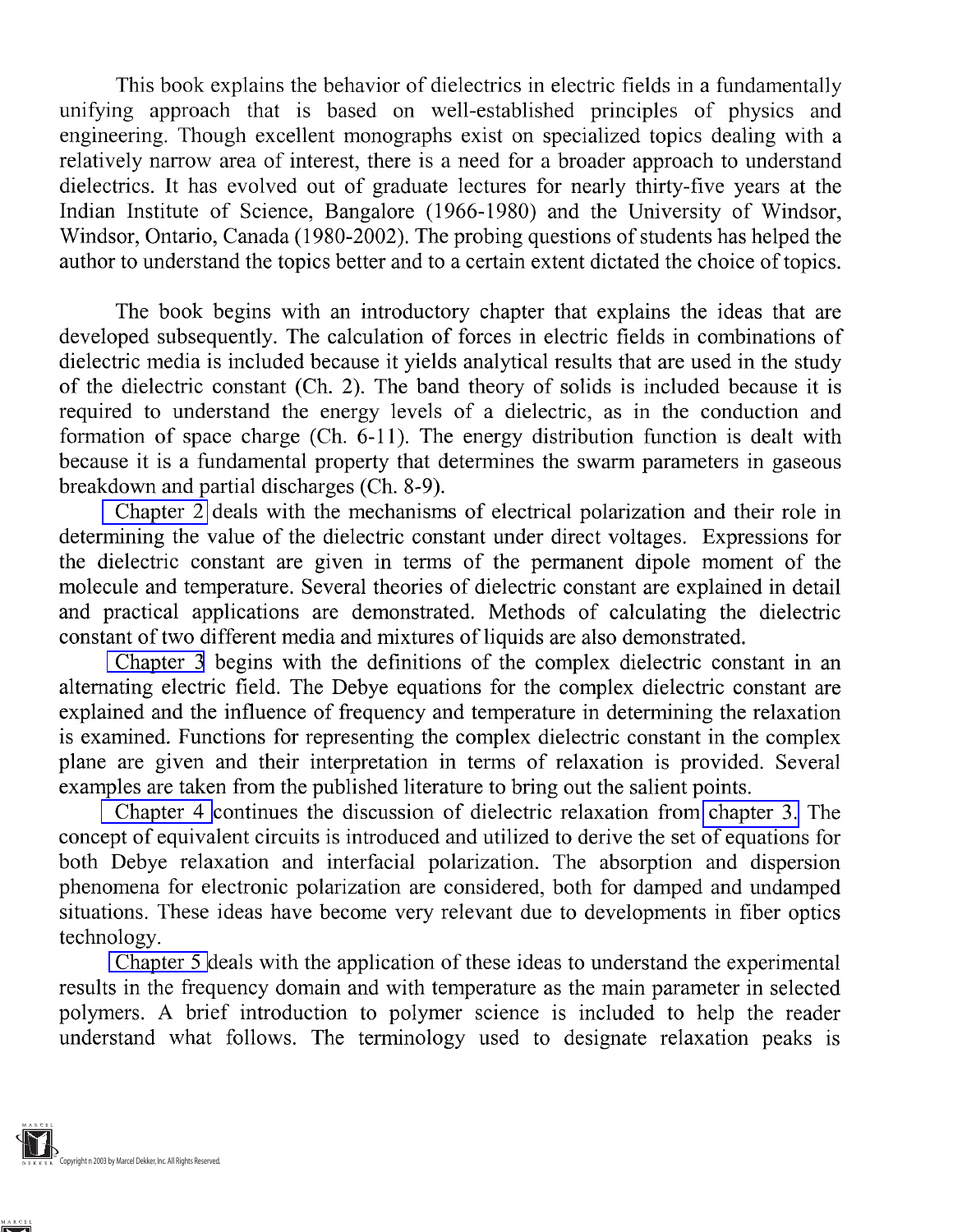This book explains the behavior of dielectrics in electric fields in a fundamentally unifying approach that is based on well-established principles of physics and engineering. Though excellent monographs exist on specialized topics dealing with a relatively narrow area of interest, there is a need for a broader approach to understand dielectrics. It has evolved out of graduate lectures for nearly thirty-five years at the Indian Institute of Science, Bangalore (1966-1980) and the University of Windsor, Windsor, Ontario, Canada (1980-2002). The probing questions of students has helped the author to understand the topics better and to a certain extent dictated the choice of topics.

The book begins with an introductory chapter that explains the ideas that are developed subsequently. The calculation of forces in electric fields in combinations of dielectric media is included because it yields analytical results that are used in the study of the dielectric constant (Ch. 2). The band theory of solids is included because it is required to understand the energy levels of a dielectric, as in the conduction and formation of space charge (Ch. 6-11). The energy distribution function is dealt with because it is a fundamental property that determines the swarm parameters in gaseous breakdown and partial discharges (Ch. 8-9).

Chapter 2 deals with the mechanisms of electrical polarization and their role in determining the value of the dielectric constant under direct voltages. Expressions for the dielectric constant are given in terms of the permanent dipole moment of the molecule and temperature. Several theories of dielectric constant are explained in detail and practical applications are demonstrated. Methods of calculating the dielectric constant of two different media and mixtures of liquids are also demonstrated.

Chapter 3 begins with the definitions of the complex dielectric constant in an alternating electric field. The Debye equations for the complex dielectric constant are explained and the influence of frequency and temperature in determining the relaxation is examined. Functions for representing the complex dielectric constant in the complex plane are given and their interpretation in terms of relaxation is provided. Several examples are taken from the published literature to bring out the salient points.

Chapter 4 continues the discussion of dielectric relaxation from chapter 3. The concept of equivalent circuits is introduced and utilized to derive the set of equations for both Debye relaxation and interfacial polarization. The absorption and dispersion phenomena for electronic polarization are considered, both for damped and undamped situations. These ideas have become very relevant due to developments in fiber optics technology.

Chapter 5 deals with the application of these ideas to understand the experimental results in the frequency domain and with temperature as the main parameter in selected polymers. A brief introduction to polymer science is included to help the reader understand what follows. The terminology used to designate relaxation peaks is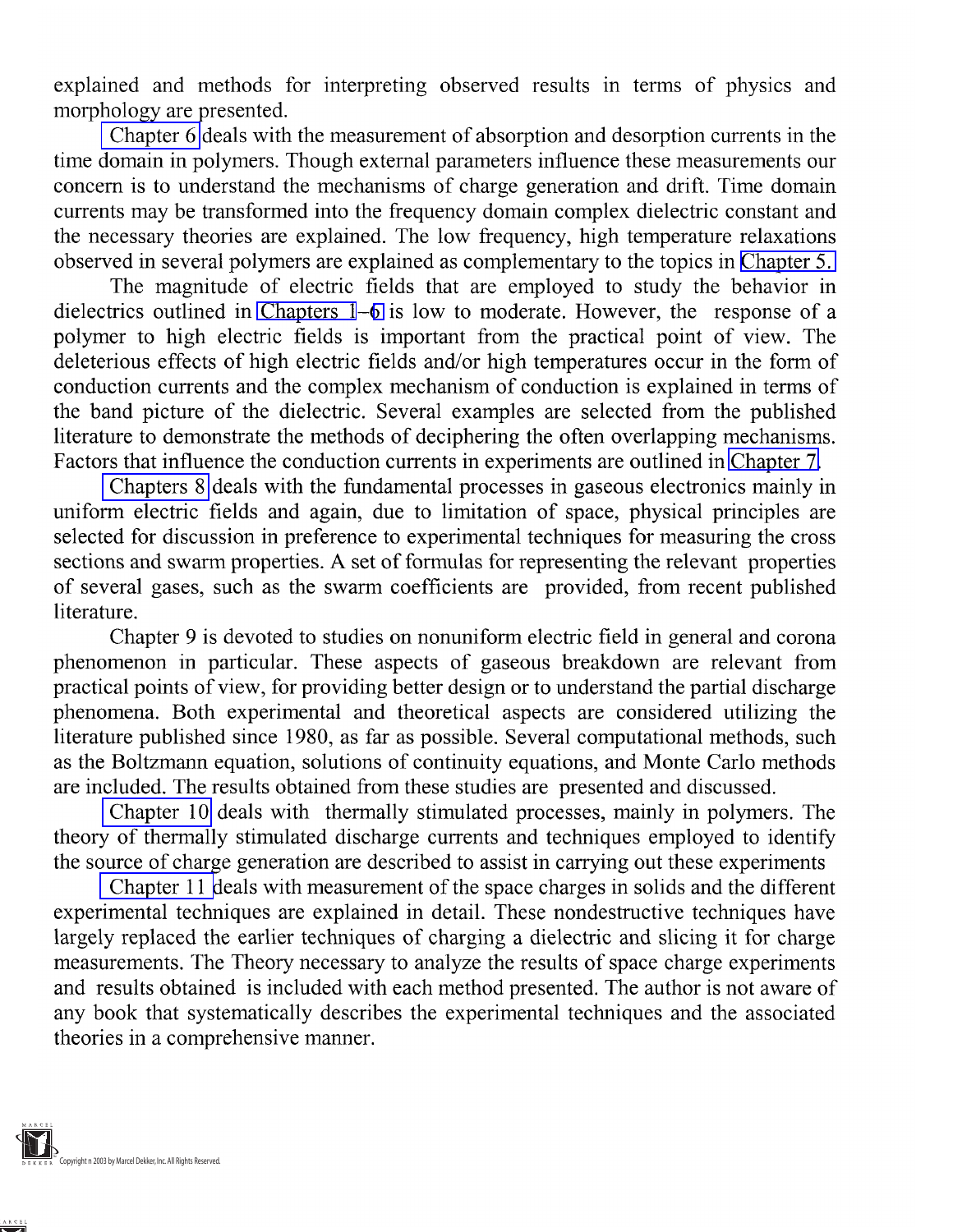explained and methods for interpreting observed results in terms of physics and morphology are presented.

Chapter 6 deals with the measurement of absorption and desorption currents in the time domain in polymers. Though external parameters influence these measurements our concern is to understand the mechanisms of charge generation and drift. Time domain currents may be transformed into the frequency domain complex dielectric constant and the necessary theories are explained. The low frequency, high temperature relaxations observed in several polymers are explained as complementary to the topics in Chapter 5.

The magnitude of electric fields that are employed to study the behavior in dielectrics outlined in Chapters 1–6 is low to moderate. However, the response of a polymer to high electric fields is important from the practical point of view. The deleterious effects of high electric fields and/or high temperatures occur in the form of conduction currents and the complex mechanism of conduction is explained in terms of the band picture of the dielectric. Several examples are selected from the published literature to demonstrate the methods of deciphering the often overlapping mechanisms. Factors that influence the conduction currents in experiments are outlined in Chapter 7.

Chapters 8 deals with the fundamental processes in gaseous electronics mainly in uniform electric fields and again, due to limitation of space, physical principles are selected for discussion in preference to experimental techniques for measuring the cross sections and swarm properties. A set of formulas for representing the relevant properties of several gases, such as the swarm coefficients are provided, from recent published literature.

Chapter 9 is devoted to studies on nonuniform electric field in general and corona phenomenon in particular. These aspects of gaseous breakdown are relevant from practical points of view, for providing better design or to understand the partial discharge phenomena. Both experimental and theoretical aspects are considered utilizing the literature published since 1980, as far as possible. Several computational methods, such as the Boltzmann equation, solutions of continuity equations, and Monte Carlo methods are included. The results obtained from these studies are presented and discussed.

Chapter 10 deals with thermally stimulated processes, mainly in polymers. The theory of thermally stimulated discharge currents and techniques employed to identify the source of charge generation are described to assist in carrying out these experiments

Chapter 11 deals with measurement of the space charges in solids and the different experimental techniques are explained in detail. These nondestructive techniques have largely replaced the earlier techniques of charging a dielectric and slicing it for charge measurements. The Theory necessary to analyze the results of space charge experiments and results obtained is included with each method presented. The author is not aware of any book that systematically describes the experimental techniques and the associated theories in a comprehensive manner.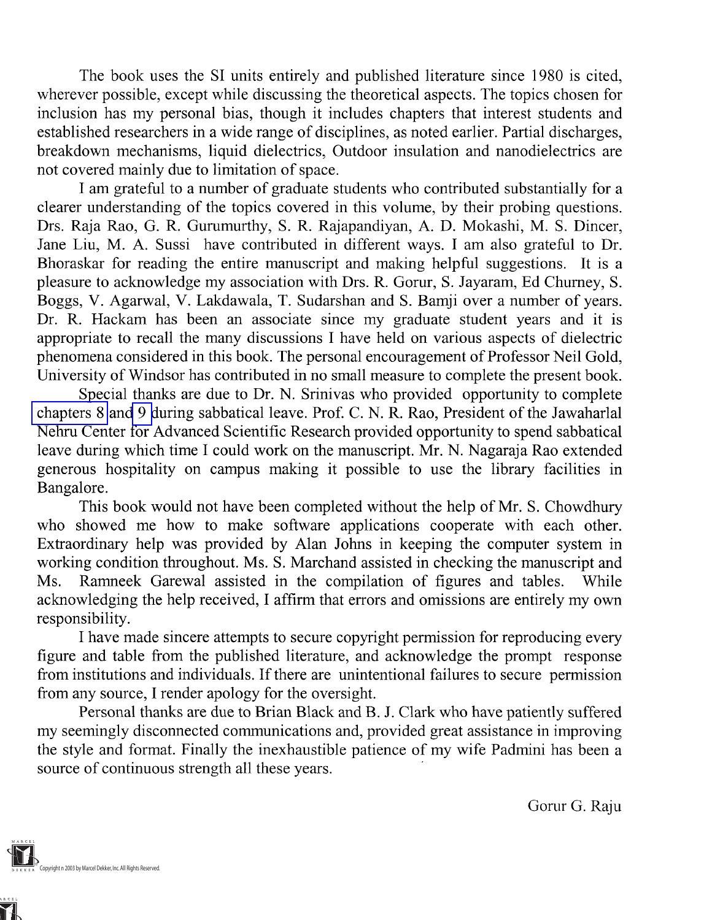The book uses the SI units entirely and published literature since 1980 is cited, wherever possible, except while discussing the theoretical aspects. The topics chosen for inclusion has my personal bias, though it includes chapters that interest students and established researchers in a wide range of disciplines, as noted earlier. Partial discharges, breakdown mechanisms, liquid dielectrics, Outdoor insulation and nanodielectrics are not covered mainly due to limitation of space.

I am grateful to a number of graduate students who contributed substantially for a clearer understanding of the topics covered in this volume, by their probing questions. Drs. Raja Rao, G. R. Gurumurthy, S. R. Rajapandiyan, A. D. Mokashi, M. S. Dincer, Jane Liu, M. A. Sussi have contributed in different ways. I am also grateful to Dr. Bhoraskar for reading the entire manuscript and making helpful suggestions. It is a pleasure to acknowledge my association with Drs. R. Gorur, S. Jayaram, Ed Churney, S. Boggs, V. Agarwal, V. Lakdawala, T. Sudarshan and S. Bamji over a number of years. Dr. R. Hackam has been an associate since my graduate student years and it is appropriate to recall the many discussions I have held on various aspects of dielectric phenomena considered in this book. The personal encouragement of Professor Neil Gold, University of Windsor has contributed in no small measure to complete the present book.

Special thanks are due to Dr. N. Srinivas who provided opportunity to complete chapters 8 and 9 during sabbatical leave. Prof. C. N. R. Rao, President of the Jawaharlal Nehru Center for Advanced Scientific Research provided opportunity to spend sabbatical leave during which time I could work on the manuscript. Mr. N. Nagaraja Rao extended generous hospitality on campus making it possible to use the library facilities in Bangalore.

This book would not have been completed without the help of Mr. S. Chowdhury who showed me how to make software applications cooperate with each other. Extraordinary help was provided by Alan Johns in keeping the computer system in working condition throughout. Ms. S. Marchand assisted in checking the manuscript and Ms. Ramneek Garewal assisted in the compilation of figures and tables. While acknowledging the help received, I affirm that errors and omissions are entirely my own responsibility.

I have made sincere attempts to secure copyright permission for reproducing every figure and table from the published literature, and acknowledge the prompt response from institutions and individuals. If there are unintentional failures to secure permission from any source, I render apology for the oversight.

Personal thanks are due to Brian Black and B. J. Clark who have patiently suffered my seemingly disconnected communications and, provided great assistance in improving the style and format. Finally the inexhaustible patience of my wife Padmini has been a source of continuous strength all these years.

Gorur G. Raju